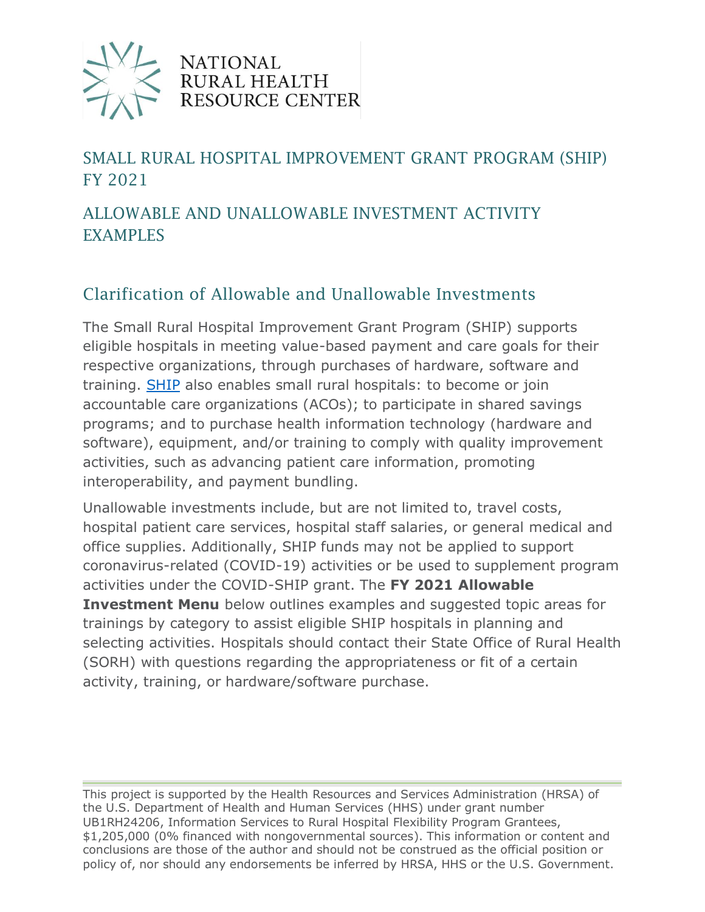NATIONAL RURAL HEALTH RESOURCE CENTER

# SMALL RURAL HOSPITAL IMPROVEMENT GRANT PROGRAM (SHIP) FY 2021

# ALLOWABLE AND UNALLOWABLE INVESTMENT ACTIVITY EXAMPLES

## Clarification of Allowable and Unallowable Investments

The Small Rural Hospital Improvement Grant Program (SHIP) supports eligible hospitals in meeting value-based payment and care goals for their respective organizations, through purchases of hardware, software and training. SHIP also enables small rural hospitals: to become or join accountable care organizations (ACOs); to participate in shared savings programs; and to purchase health information technology (hardware and software), equipment, and/or training to comply with quality improvement activities, such as advancing patient care information, promoting interoperability, and payment bundling.

Unallowable investments include, but are not limited to, travel costs, hospital patient care services, hospital staff salaries, or general medical and office supplies. Additionally, SHIP funds may not be applied to support coronavirus-related (COVID-19) activities or be used to supplement program activities under the COVID-SHIP grant. The **FY 2021 Allowable Investment Menu** below outlines examples and suggested topic areas for trainings by category to assist eligible SHIP hospitals in planning and selecting activities. Hospitals should contact their State Office of Rural Health (SORH) with questions regarding the appropriateness or fit of a certain activity, training, or hardware/software purchase.

This project is supported by the Health Resources and Services Administration (HRSA) of the U.S. Department of Health and Human Services (HHS) under grant number UB1RH24206, Information Services to Rural Hospital Flexibility Program Grantees, $1,205,000 (0% financed with nongovernmental sources). This information or content and conclusions are those of the author and should not be construed as the official position or policy of, nor should any endorsements be inferred by HRSA, HHS or the U.S. Government.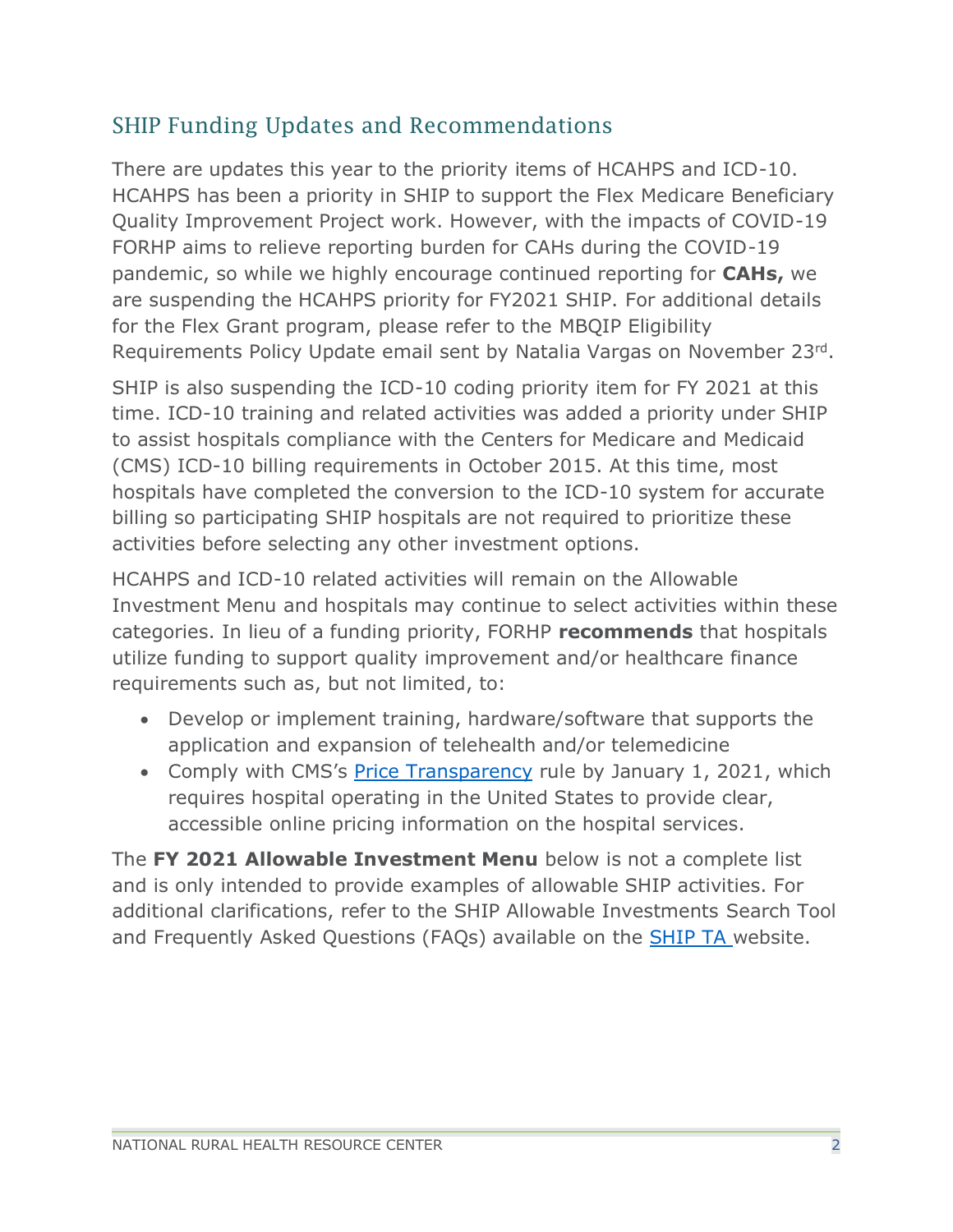## SHIP Funding Updates and Recommendations

There are updates this year to the priority items of HCAHPS and ICD-10. HCAHPS has been a priority in SHIP to support the Flex Medicare Beneficiary Quality Improvement Project work. However, with the impacts of COVID-19 FORHP aims to relieve reporting burden for CAHs during the COVID-19 pandemic, so while we highly encourage continued reporting for **CAHs,** we are suspending the HCAHPS priority for FY2021 SHIP. For additional details for the Flex Grant program, please refer to the MBQIP Eligibility Requirements Policy Update email sent by Natalia Vargas on November 23rd.

SHIP is also suspending the ICD-10 coding priority item for FY 2021 at this time. ICD-10 training and related activities was added a priority under SHIP to assist hospitals compliance with the Centers for Medicare and Medicaid (CMS) ICD-10 billing requirements in October 2015. At this time, most hospitals have completed the conversion to the ICD-10 system for accurate billing so participating SHIP hospitals are not required to prioritize these activities before selecting any other investment options.

HCAHPS and ICD-10 related activities will remain on the Allowable Investment Menu and hospitals may continue to select activities within these categories. In lieu of a funding priority, FORHP **recommends** that hospitals utilize funding to support quality improvement and/or healthcare finance requirements such as, but not limited, to:

- Develop or implement training, hardware/software that supports the application and expansion of telehealth and/or telemedicine
- Comply with CMS's Price Transparency rule by January 1, 2021, which requires hospital operating in the United States to provide clear, accessible online pricing information on the hospital services.

The **FY 2021 Allowable Investment Menu** below is not a complete list and is only intended to provide examples of allowable SHIP activities. For additional clarifications, refer to the SHIP Allowable Investments Search Tool and Frequently Asked Questions (FAQs) available on the SHIP TA website.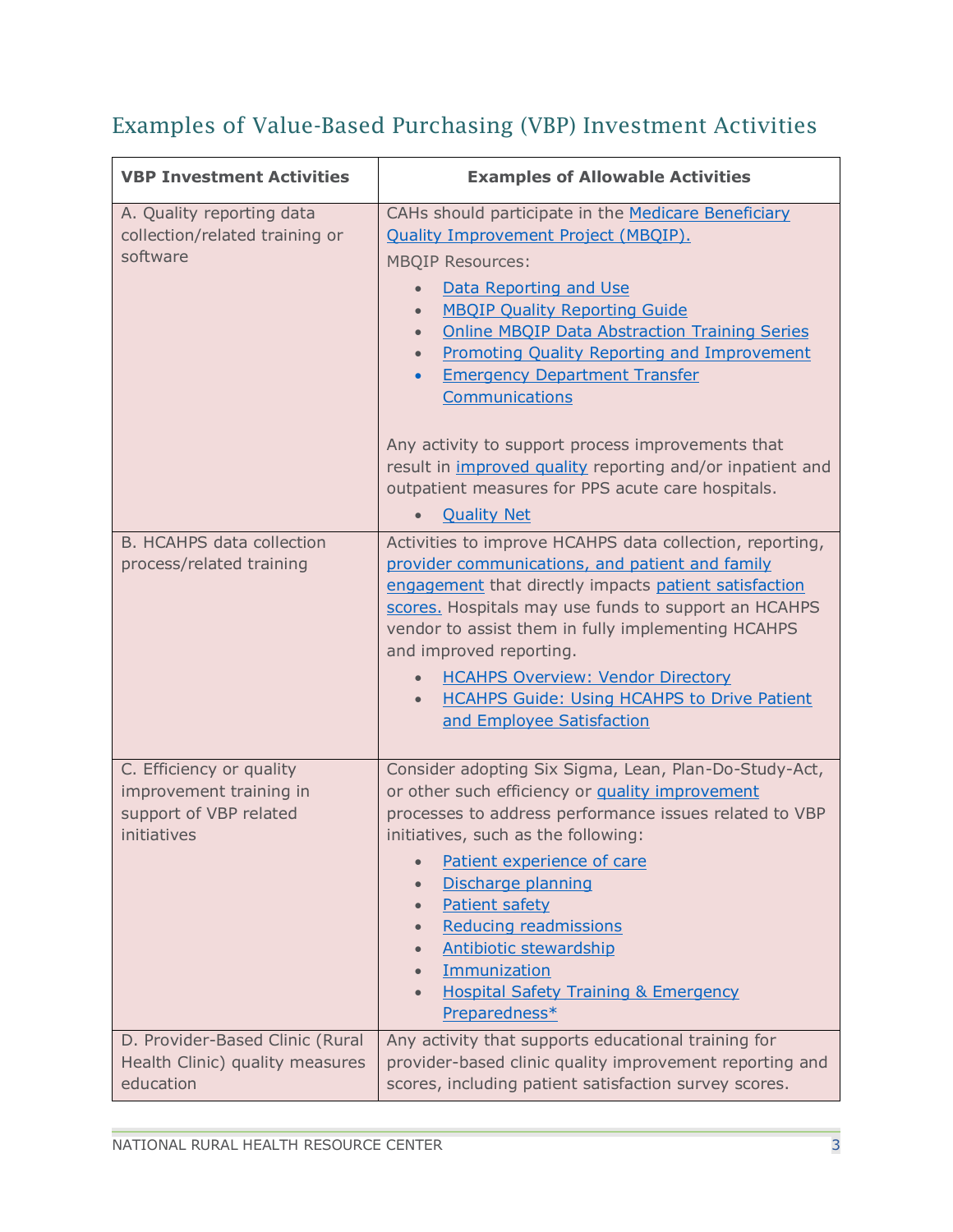## Examples of Value-Based Purchasing (VBP) Investment Activities

| VBP Investment Activities | Examples of Allowable Activities |
|---|---|
| A. Quality reporting data collection/related training or software | CAHs should participate in the Medicare Beneficiary Quality Improvement Project (MBQIP).<br><br>MBQIP Resources:<br>• Data Reporting and Use<br>• MBQIP Quality Reporting Guide<br>• Online MBQIP Data Abstraction Training Series<br>• Promoting Quality Reporting and Improvement<br>• Emergency Department Transfer Communications<br><br>Any activity to support process improvements that result in improved quality reporting and/or inpatient and outpatient measures for PPS acute care hospitals.<br>• Quality Net |
| B. HCAHPS data collection process/related training | Activities to improve HCAHPS data collection, reporting, provider communications, and patient and family engagement that directly impacts patient satisfaction scores. Hospitals may use funds to support an HCAHPS vendor to assist them in fully implementing HCAHPS and improved reporting.<br>• HCAHPS Overview: Vendor Directory<br>• HCAHPS Guide: Using HCAHPS to Drive Patient and Employee Satisfaction |
| C. Efficiency or quality improvement training in support of VBP related initiatives | Consider adopting Six Sigma, Lean, Plan-Do-Study-Act, or other such efficiency or quality improvement processes to address performance issues related to VBP initiatives, such as the following:<br>• Patient experience of care<br>• Discharge planning<br>• Patient safety<br>• Reducing readmissions<br>• Antibiotic stewardship<br>• Immunization<br>• Hospital Safety Training & Emergency Preparedness* |
| D. Provider-Based Clinic (Rural Health Clinic) quality measures education | Any activity that supports educational training for provider-based clinic quality improvement reporting and scores, including patient satisfaction survey scores. |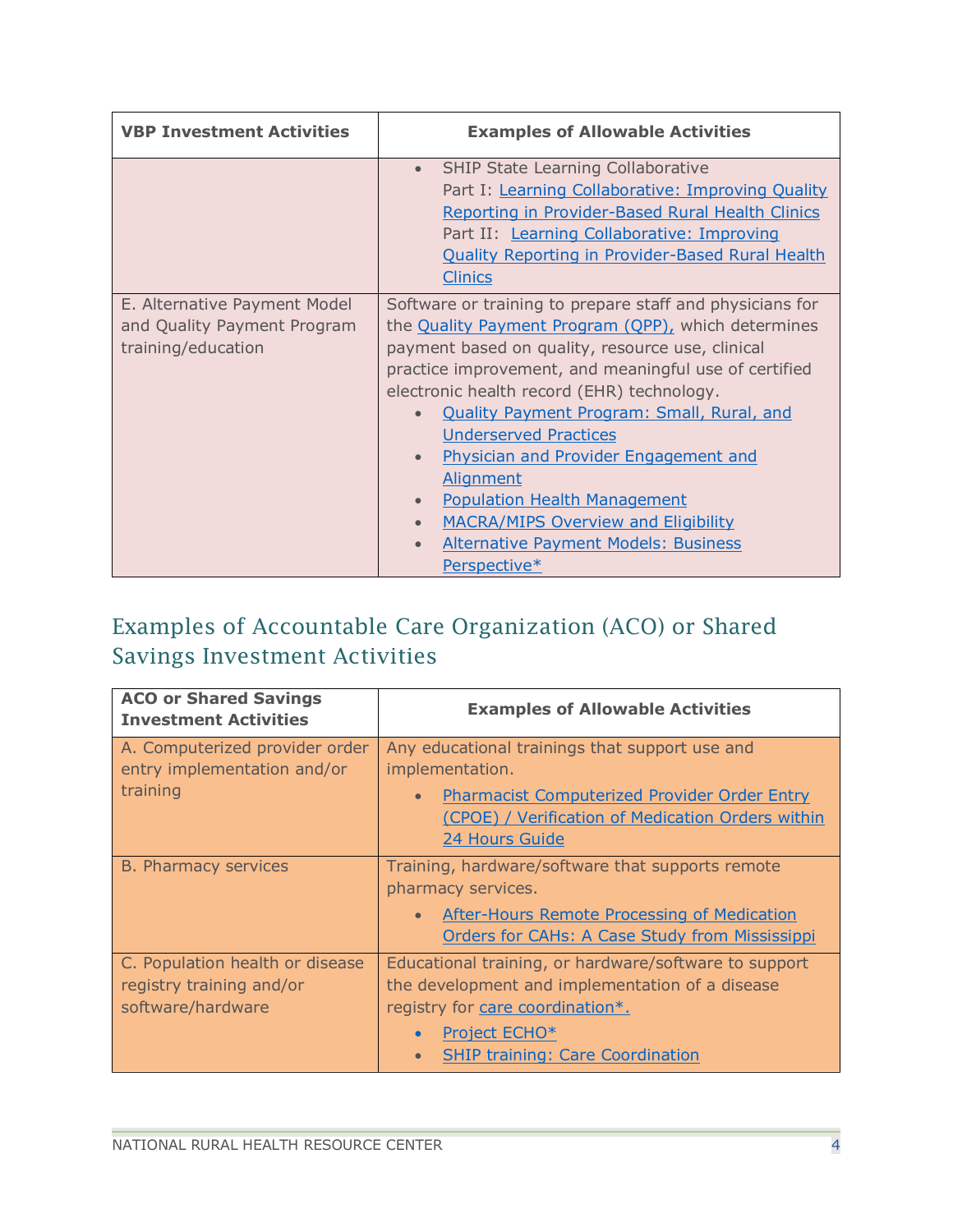| VBP Investment Activities | Examples of Allowable Activities |
| --- | --- |
| | • SHIP State Learning Collaborative Part I: Learning Collaborative: Improving Quality Reporting in Provider-Based Rural Health Clinics Part II: Learning Collaborative: Improving Quality Reporting in Provider-Based Rural Health Clinics |
| E. Alternative Payment Model and Quality Payment Program training/education | Software or training to prepare staff and physicians for the Quality Payment Program (QPP), which determines payment based on quality, resource use, clinical practice improvement, and meaningful use of certified electronic health record (EHR) technology. • Quality Payment Program: Small, Rural, and Underserved Practices • Physician and Provider Engagement and Alignment • Population Health Management • MACRA/MIPS Overview and Eligibility • Alternative Payment Models: Business Perspective* |

## Examples of Accountable Care Organization (ACO) or Shared Savings Investment Activities

| ACO or Shared Savings Investment Activities | Examples of Allowable Activities |
| --- | --- |
| A. Computerized provider order entry implementation and/or training | Any educational trainings that support use and implementation. • Pharmacist Computerized Provider Order Entry (CPOE) / Verification of Medication Orders within 24 Hours Guide |
| B. Pharmacy services | Training, hardware/software that supports remote pharmacy services. • After-Hours Remote Processing of Medication Orders for CAHs: A Case Study from Mississippi |
| C. Population health or disease registry training and/or software/hardware | Educational training, or hardware/software to support the development and implementation of a disease registry for care coordination*. • Project ECHO* • SHIP training: Care Coordination |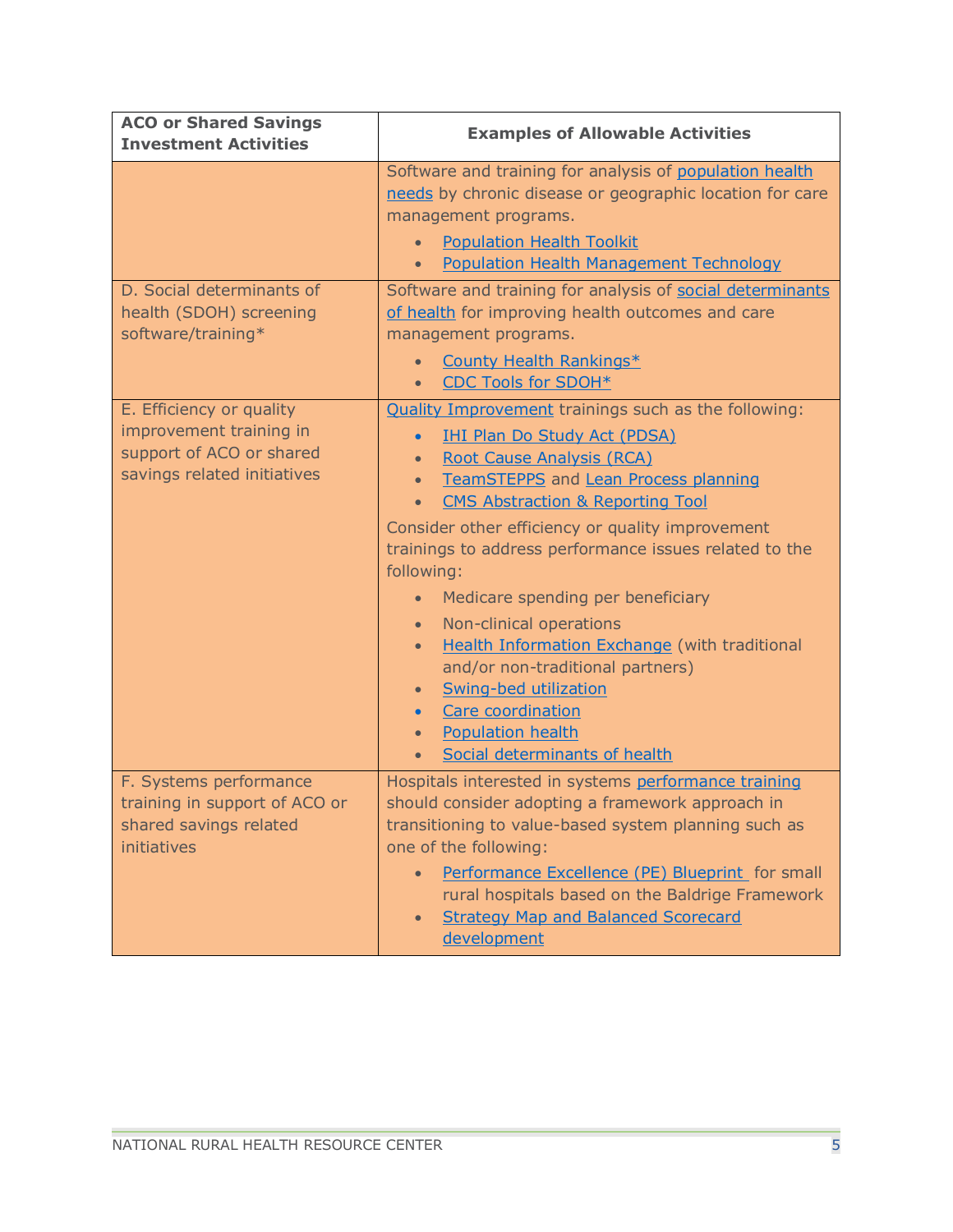| ACO or Shared Savings Investment Activities | Examples of Allowable Activities |
|---|---|
| | Software and training for analysis of population health needs by chronic disease or geographic location for care management programs.<br>• Population Health Toolkit<br>• Population Health Management Technology |
| D. Social determinants of health (SDOH) screening software/training* | Software and training for analysis of social determinants of health for improving health outcomes and care management programs.<br>• County Health Rankings*<br>• CDC Tools for SDOH* |
| E. Efficiency or quality improvement training in support of ACO or shared savings related initiatives | Quality Improvement trainings such as the following:<br>• IHI Plan Do Study Act (PDSA)<br>• Root Cause Analysis (RCA)<br>• TeamSTEPPS and Lean Process planning<br>• CMS Abstraction & Reporting Tool<br>Consider other efficiency or quality improvement trainings to address performance issues related to the following:<br>• Medicare spending per beneficiary<br>• Non-clinical operations<br>• Health Information Exchange (with traditional and/or non-traditional partners)<br>• Swing-bed utilization<br>• Care coordination<br>• Population health<br>• Social determinants of health |
| F. Systems performance training in support of ACO or shared savings related initiatives | Hospitals interested in systems performance training should consider adopting a framework approach in transitioning to value-based system planning such as one of the following:<br>• Performance Excellence (PE) Blueprint for small rural hospitals based on the Baldrige Framework<br>• Strategy Map and Balanced Scorecard development |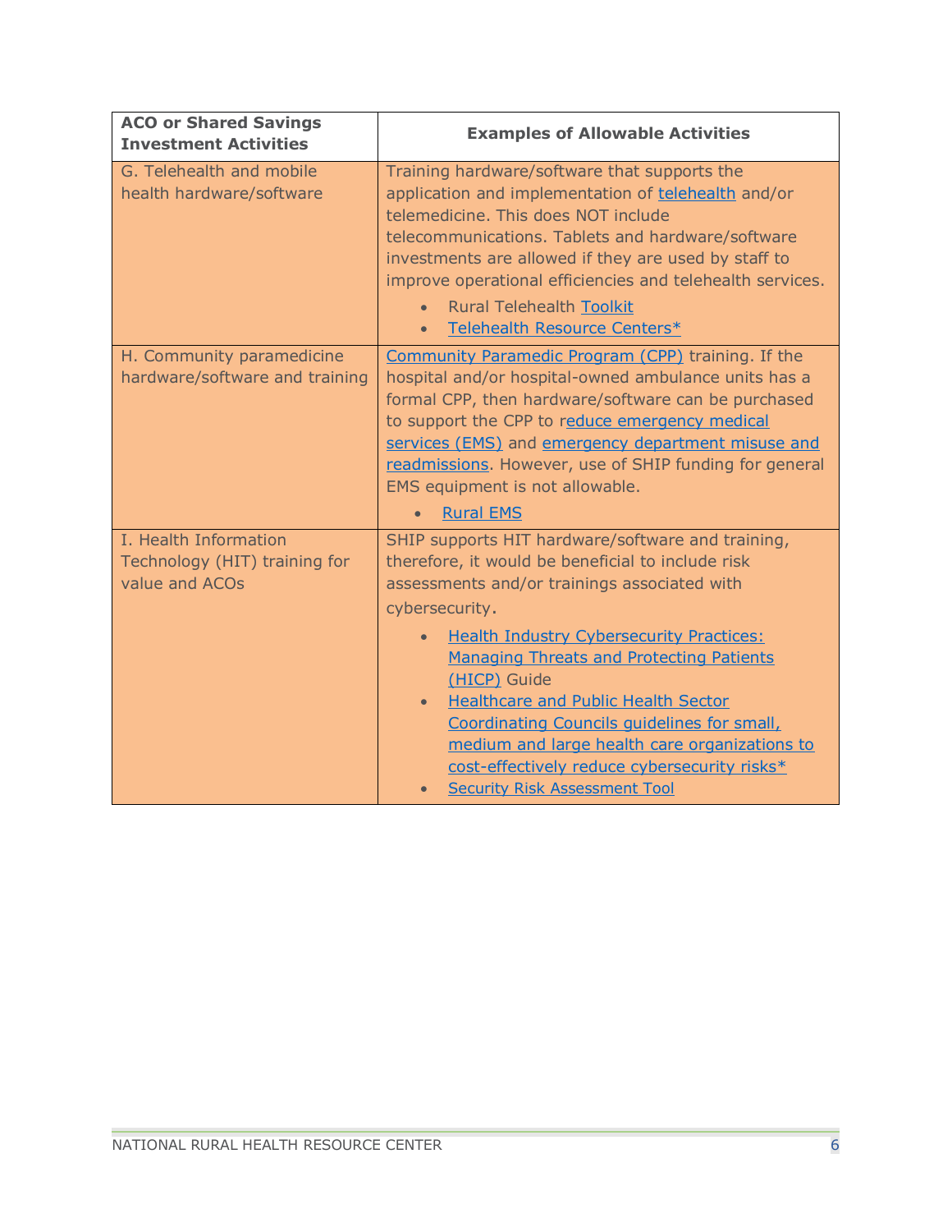| ACO or Shared Savings Investment Activities | Examples of Allowable Activities |
|---|---|
| G. Telehealth and mobile health hardware/software | Training hardware/software that supports the application and implementation of telehealth and/or telemedicine. This does NOT include telecommunications. Tablets and hardware/software investments are allowed if they are used by staff to improve operational efficiencies and telehealth services.<br>• Rural Telehealth Toolkit<br>• Telehealth Resource Centers* |
| H. Community paramedicine hardware/software and training | Community Paramedic Program (CPP) training. If the hospital and/or hospital-owned ambulance units has a formal CPP, then hardware/software can be purchased to support the CPP to reduce emergency medical services (EMS) and emergency department misuse and readmissions. However, use of SHIP funding for general EMS equipment is not allowable.<br>• Rural EMS |
| I. Health Information Technology (HIT) training for value and ACOs | SHIP supports HIT hardware/software and training, therefore, it would be beneficial to include risk assessments and/or trainings associated with cybersecurity.<br>• Health Industry Cybersecurity Practices: Managing Threats and Protecting Patients (HICP) Guide<br>• Healthcare and Public Health Sector Coordinating Councils guidelines for small, medium and large health care organizations to cost-effectively reduce cybersecurity risks*<br>• Security Risk Assessment Tool |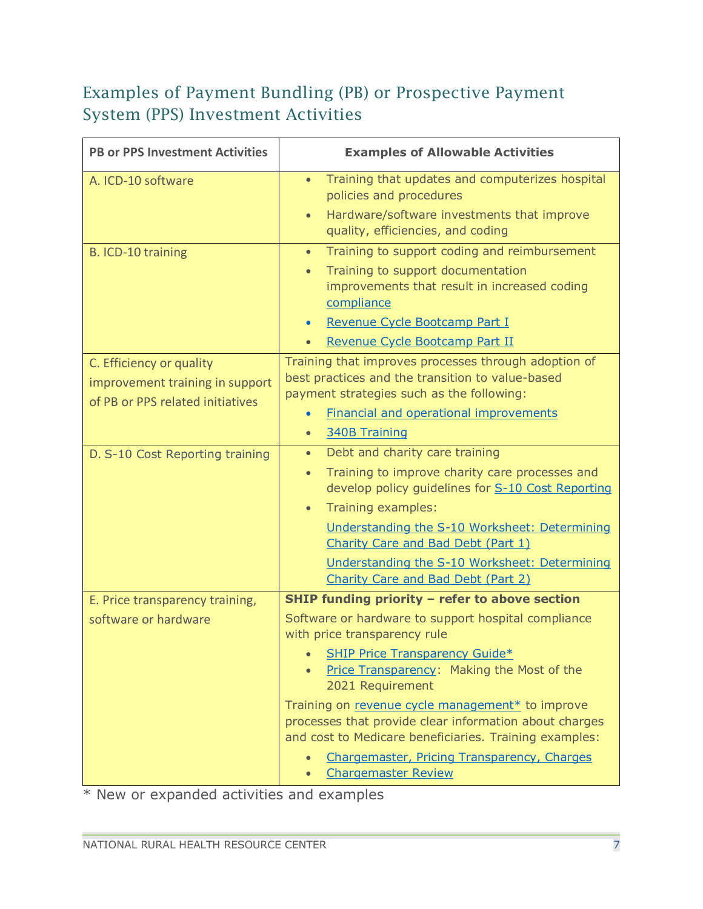## Examples of Payment Bundling (PB) or Prospective Payment System (PPS) Investment Activities

| PB or PPS Investment Activities | Examples of Allowable Activities |
|---|---|
| A. ICD-10 software | • Training that updates and computerizes hospital policies and procedures<br>• Hardware/software investments that improve quality, efficiencies, and coding |
| B. ICD-10 training | • Training to support coding and reimbursement<br>• Training to support documentation improvements that result in increased coding compliance<br>• Revenue Cycle Bootcamp Part I<br>• Revenue Cycle Bootcamp Part II |
| C. Efficiency or quality improvement training in support of PB or PPS related initiatives | Training that improves processes through adoption of best practices and the transition to value-based payment strategies such as the following:<br>• Financial and operational improvements<br>• 340B Training |
| D. S-10 Cost Reporting training | • Debt and charity care training<br>• Training to improve charity care processes and develop policy guidelines for S-10 Cost Reporting<br>• Training examples:<br>Understanding the S-10 Worksheet: Determining Charity Care and Bad Debt (Part 1)<br>Understanding the S-10 Worksheet: Determining Charity Care and Bad Debt (Part 2) |
| E. Price transparency training, software or hardware | **SHIP funding priority – refer to above section**<br>Software or hardware to support hospital compliance with price transparency rule<br>• SHIP Price Transparency Guide*<br>• Price Transparency: Making the Most of the 2021 Requirement<br>Training on revenue cycle management* to improve processes that provide clear information about charges and cost to Medicare beneficiaries. Training examples:<br>• Chargemaster, Pricing Transparency, Charges<br>• Chargemaster Review |

\* New or expanded activities and examples